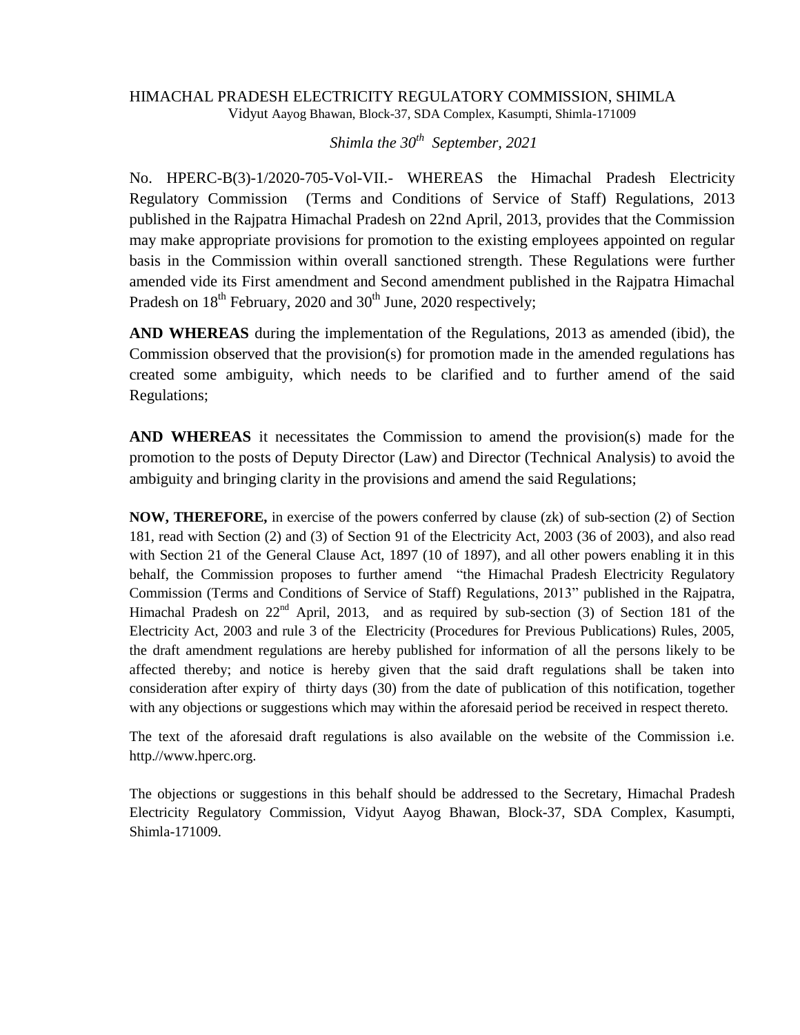HIMACHAL PRADESH ELECTRICITY REGULATORY COMMISSION, SHIMLA

Vidyut Aayog Bhawan, Block-37, SDA Complex, Kasumpti, Shimla-171009

*Shimla the 30th September, 2021*

No. HPERC-B(3)-1/2020-705-Vol-VII.- WHEREAS the Himachal Pradesh Electricity Regulatory Commission (Terms and Conditions of Service of Staff) Regulations, 2013 published in the Rajpatra Himachal Pradesh on 22nd April, 2013, provides that the Commission may make appropriate provisions for promotion to the existing employees appointed on regular basis in the Commission within overall sanctioned strength. These Regulations were further amended vide its First amendment and Second amendment published in the Rajpatra Himachal Pradesh on 18th February, 2020 and 30th June, 2020 respectively;

**AND WHEREAS** during the implementation of the Regulations, 2013 as amended (ibid), the Commission observed that the provision(s) for promotion made in the amended regulations has created some ambiguity, which needs to be clarified and to further amend of the said Regulations;

**AND WHEREAS** it necessitates the Commission to amend the provision(s) made for the promotion to the posts of Deputy Director (Law) and Director (Technical Analysis) to avoid the ambiguity and bringing clarity in the provisions and amend the said Regulations;

**NOW, THEREFORE,** in exercise of the powers conferred by clause (zk) of sub-section (2) of Section 181, read with Section (2) and (3) of Section 91 of the Electricity Act, 2003 (36 of 2003), and also read with Section 21 of the General Clause Act, 1897 (10 of 1897), and all other powers enabling it in this behalf, the Commission proposes to further amend "the Himachal Pradesh Electricity Regulatory Commission (Terms and Conditions of Service of Staff) Regulations, 2013" published in the Rajpatra, Himachal Pradesh on 22nd April, 2013, and as required by sub-section (3) of Section 181 of the Electricity Act, 2003 and rule 3 of the Electricity (Procedures for Previous Publications) Rules, 2005, the draft amendment regulations are hereby published for information of all the persons likely to be affected thereby; and notice is hereby given that the said draft regulations shall be taken into consideration after expiry of thirty days (30) from the date of publication of this notification, together with any objections or suggestions which may within the aforesaid period be received in respect thereto.

The text of the aforesaid draft regulations is also available on the website of the Commission i.e. http.//www.hperc.org.

The objections or suggestions in this behalf should be addressed to the Secretary, Himachal Pradesh Electricity Regulatory Commission, Vidyut Aayog Bhawan, Block-37, SDA Complex, Kasumpti, Shimla-171009.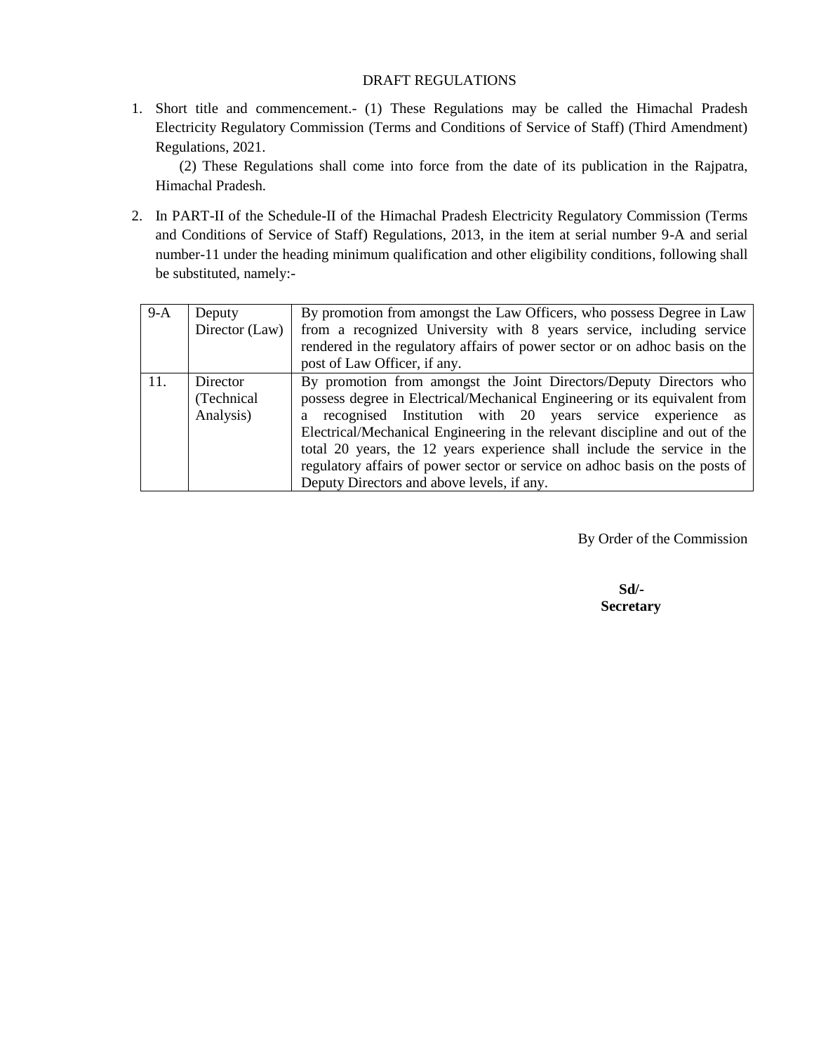DRAFT REGULATIONS

1. Short title and commencement.- (1) These Regulations may be called the Himachal Pradesh Electricity Regulatory Commission (Terms and Conditions of Service of Staff) (Third Amendment) Regulations, 2021.

   (2) These Regulations shall come into force from the date of its publication in the Rajpatra, Himachal Pradesh.

2. In PART-II of the Schedule-II of the Himachal Pradesh Electricity Regulatory Commission (Terms and Conditions of Service of Staff) Regulations, 2013, in the item at serial number 9-A and serial number-11 under the heading minimum qualification and other eligibility conditions, following shall be substituted, namely:-

| | | |
|---|---|---|
| 9-A | Deputy Director (Law) | By promotion from amongst the Law Officers, who possess Degree in Law from a recognized University with 8 years service, including service rendered in the regulatory affairs of power sector or on adhoc basis on the post of Law Officer, if any. |
| 11. | Director (Technical Analysis) | By promotion from amongst the Joint Directors/Deputy Directors who possess degree in Electrical/Mechanical Engineering or its equivalent from a recognised Institution with 20 years service experience as Electrical/Mechanical Engineering in the relevant discipline and out of the total 20 years, the 12 years experience shall include the service in the regulatory affairs of power sector or service on adhoc basis on the posts of Deputy Directors and above levels, if any. |

By Order of the Commission

**Sd/-**
**Secretary**